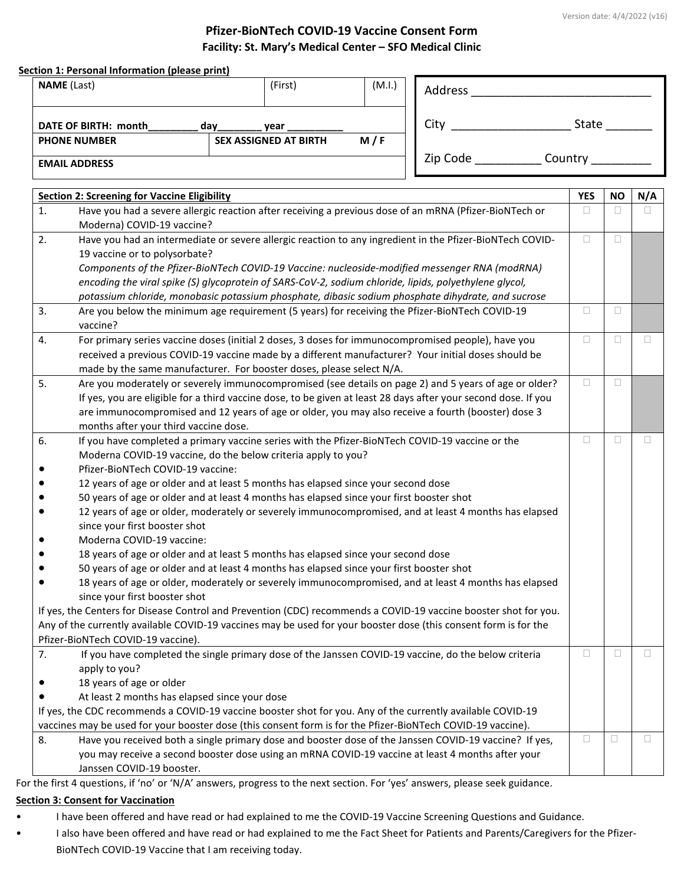Version date: 4/4/2022 (v16)

# Pfizer-BioNTech COVID-19 Vaccine Consent Form

## Facility: St. Mary's Medical Center – SFO Medical Clinic

**Section 1: Personal Information (please print)**

| **NAME** (Last) | (First) | (M.I.) |
|---|---|---|
| **DATE OF BIRTH: month**________ **day**_______ **year** _________ | | |
| **PHONE NUMBER** | **SEX ASSIGNED AT BIRTH M / F** | |
| **EMAIL ADDRESS** | | |

Address ___________________________

City __________________ State _______

Zip Code __________ Country _________

| **Section 2: Screening for Vaccine Eligibility** | | **YES** | **NO** | **N/A** |
|---|---|---|---|---|
| 1. | Have you had a severe allergic reaction after receiving a previous dose of an mRNA (Pfizer-BioNTech or Moderna) COVID-19 vaccine? | ☐ | ☐ | ☐ |
| 2. | Have you had an intermediate or severe allergic reaction to any ingredient in the Pfizer-BioNTech COVID-19 vaccine or to polysorbate? *Components of the Pfizer-BioNTech COVID-19 Vaccine: nucleoside-modified messenger RNA (modRNA) encoding the viral spike (S) glycoprotein of SARS-CoV-2, sodium chloride, lipids, polyethylene glycol, potassium chloride, monobasic potassium phosphate, dibasic sodium phosphate dihydrate, and sucrose* | ☐ | ☐ | |
| 3. | Are you below the minimum age requirement (5 years) for receiving the Pfizer-BioNTech COVID-19 vaccine? | ☐ | ☐ | |
| 4. | For primary series vaccine doses (initial 2 doses, 3 doses for immunocompromised people), have you received a previous COVID-19 vaccine made by a different manufacturer? Your initial doses should be made by the same manufacturer. For booster doses, please select N/A. | ☐ | ☐ | ☐ |
| 5. | Are you moderately or severely immunocompromised (see details on page 2) and 5 years of age or older? If yes, you are eligible for a third vaccine dose, to be given at least 28 days after your second dose. If you are immunocompromised and 12 years of age or older, you may also receive a fourth (booster) dose 3 months after your third vaccine dose. | ☐ | ☐ | |
| 6. | If you have completed a primary vaccine series with the Pfizer-BioNTech COVID-19 vaccine or the Moderna COVID-19 vaccine, do the below criteria apply to you?<br>• Pfizer-BioNTech COVID-19 vaccine:<br>• 12 years of age or older and at least 5 months has elapsed since your second dose<br>• 50 years of age or older and at least 4 months has elapsed since your first booster shot<br>• 12 years of age or older, moderately or severely immunocompromised, and at least 4 months has elapsed since your first booster shot<br>• Moderna COVID-19 vaccine:<br>• 18 years of age or older and at least 5 months has elapsed since your second dose<br>• 50 years of age or older and at least 4 months has elapsed since your first booster shot<br>• 18 years of age or older, moderately or severely immunocompromised, and at least 4 months has elapsed since your first booster shot<br>If yes, the Centers for Disease Control and Prevention (CDC) recommends a COVID-19 vaccine booster shot for you. Any of the currently available COVID-19 vaccines may be used for your booster dose (this consent form is for the Pfizer-BioNTech COVID-19 vaccine). | ☐ | ☐ | ☐ |
| 7. | If you have completed the single primary dose of the Janssen COVID-19 vaccine, do the below criteria apply to you?<br>• 18 years of age or older<br>• At least 2 months has elapsed since your dose<br>If yes, the CDC recommends a COVID-19 vaccine booster shot for you. Any of the currently available COVID-19 vaccines may be used for your booster dose (this consent form is for the Pfizer-BioNTech COVID-19 vaccine). | ☐ | ☐ | ☐ |
| 8. | Have you received both a single primary dose and booster dose of the Janssen COVID-19 vaccine? If yes, you may receive a second booster dose using an mRNA COVID-19 vaccine at least 4 months after your Janssen COVID-19 booster. | ☐ | ☐ | ☐ |

For the first 4 questions, if 'no' or 'N/A' answers, progress to the next section. For 'yes' answers, please seek guidance.

**Section 3: Consent for Vaccination**

- I have been offered and have read or had explained to me the COVID-19 Vaccine Screening Questions and Guidance.
- I also have been offered and have read or had explained to me the Fact Sheet for Patients and Parents/Caregivers for the Pfizer-BioNTech COVID-19 Vaccine that I am receiving today.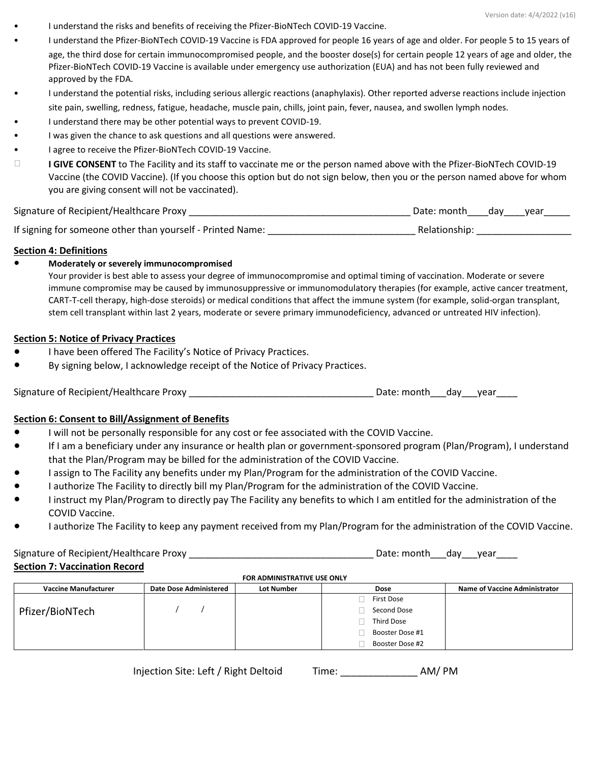- I understand the risks and benefits of receiving the Pfizer-BioNTech COVID-19 Vaccine.
- I understand the Pfizer-BioNTech COVID-19 Vaccine is FDA approved for people 16 years of age and older. For people 5 to 15 years of age, the third dose for certain immunocompromised people, and the booster dose(s) for certain people 12 years of age and older, the Pfizer-BioNTech COVID-19 Vaccine is available under emergency use authorization (EUA) and has not been fully reviewed and approved by the FDA.
- I understand the potential risks, including serious allergic reactions (anaphylaxis). Other reported adverse reactions include injection site pain, swelling, redness, fatigue, headache, muscle pain, chills, joint pain, fever, nausea, and swollen lymph nodes.
- I understand there may be other potential ways to prevent COVID-19.
- I was given the chance to ask questions and all questions were answered.
- I agree to receive the Pfizer-BioNTech COVID-19 Vaccine.

☐ **I GIVE CONSENT** to The Facility and its staff to vaccinate me or the person named above with the Pfizer-BioNTech COVID-19 Vaccine (the COVID Vaccine). (If you choose this option but do not sign below, then you or the person named above for whom you are giving consent will not be vaccinated).

Signature of Recipient/Healthcare Proxy ___________________________________________ Date: month____day____year_____

If signing for someone other than yourself - Printed Name: ____________________________ Relationship: __________________

## Section 4: Definitions

- **Moderately or severely immunocompromised**
  Your provider is best able to assess your degree of immunocompromise and optimal timing of vaccination. Moderate or severe immune compromise may be caused by immunosuppressive or immunomodulatory therapies (for example, active cancer treatment, CART-T-cell therapy, high-dose steroids) or medical conditions that affect the immune system (for example, solid-organ transplant, stem cell transplant within last 2 years, moderate or severe primary immunodeficiency, advanced or untreated HIV infection).

## Section 5: Notice of Privacy Practices

- I have been offered The Facility's Notice of Privacy Practices.
- By signing below, I acknowledge receipt of the Notice of Privacy Practices.

Signature of Recipient/Healthcare Proxy ___________________________________ Date: month___day___year____

## Section 6: Consent to Bill/Assignment of Benefits

- I will not be personally responsible for any cost or fee associated with the COVID Vaccine.
- If I am a beneficiary under any insurance or health plan or government-sponsored program (Plan/Program), I understand that the Plan/Program may be billed for the administration of the COVID Vaccine.
- I assign to The Facility any benefits under my Plan/Program for the administration of the COVID Vaccine.
- I authorize The Facility to directly bill my Plan/Program for the administration of the COVID Vaccine.
- I instruct my Plan/Program to directly pay The Facility any benefits to which I am entitled for the administration of the COVID Vaccine.
- I authorize The Facility to keep any payment received from my Plan/Program for the administration of the COVID Vaccine.

Signature of Recipient/Healthcare Proxy ___________________________________ Date: month___day___year____

## Section 7: Vaccination Record

**FOR ADMINISTRATIVE USE ONLY**

| Vaccine Manufacturer | Date Dose Administered | Lot Number | Dose | Name of Vaccine Administrator |
|---|---|---|---|---|
| Pfizer/BioNTech | / / | | ☐ First Dose<br>☐ Second Dose<br>☐ Third Dose<br>☐ Booster Dose #1<br>☐ Booster Dose #2 | |

Injection Site: Left / Right Deltoid Time: _____________ AM/ PM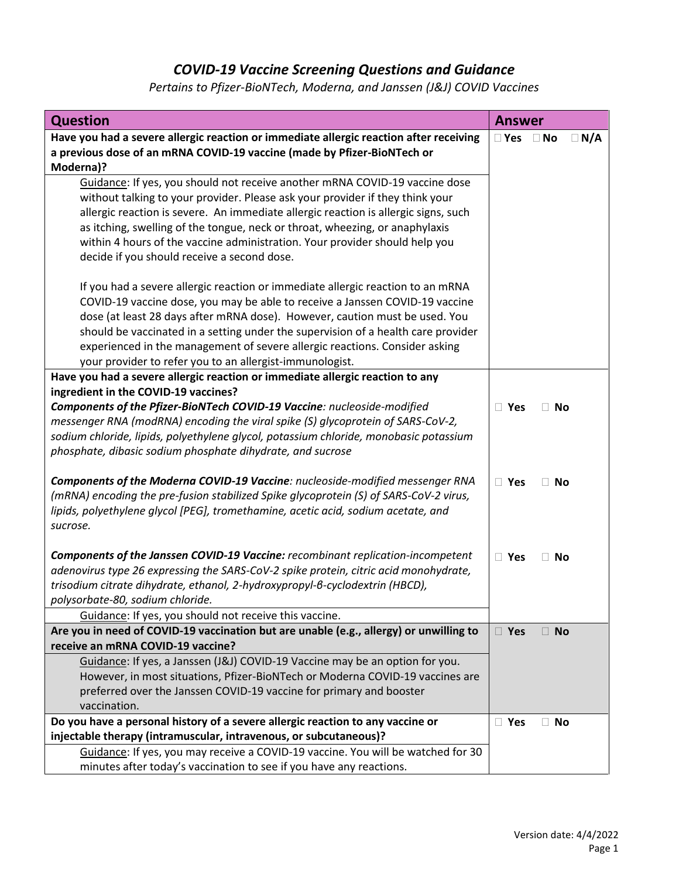# *COVID-19 Vaccine Screening Questions and Guidance*

*Pertains to Pfizer-BioNTech, Moderna, and Janssen (J&J) COVID Vaccines*

| Question | Answer |
| --- | --- |
| **Have you had a severe allergic reaction or immediate allergic reaction after receiving a previous dose of an mRNA COVID-19 vaccine (made by Pfizer-BioNTech or Moderna)?** | ☐ Yes ☐ No ☐ N/A |
| Guidance: If yes, you should not receive another mRNA COVID-19 vaccine dose without talking to your provider. Please ask your provider if they think your allergic reaction is severe. An immediate allergic reaction is allergic signs, such as itching, swelling of the tongue, neck or throat, wheezing, or anaphylaxis within 4 hours of the vaccine administration. Your provider should help you decide if you should receive a second dose.<br><br>If you had a severe allergic reaction or immediate allergic reaction to an mRNA COVID-19 vaccine dose, you may be able to receive a Janssen COVID-19 vaccine dose (at least 28 days after mRNA dose). However, caution must be used. You should be vaccinated in a setting under the supervision of a health care provider experienced in the management of severe allergic reactions. Consider asking your provider to refer you to an allergist-immunologist. | |
| **Have you had a severe allergic reaction or immediate allergic reaction to any ingredient in the COVID-19 vaccines?**<br>***Components of the Pfizer-BioNTech COVID-19 Vaccine**: nucleoside-modified messenger RNA (modRNA) encoding the viral spike (S) glycoprotein of SARS-CoV-2, sodium chloride, lipids, polyethylene glycol, potassium chloride, monobasic potassium phosphate, dibasic sodium phosphate dihydrate, and sucrose* | ☐ Yes ☐ No |
| ***Components of the Moderna COVID-19 Vaccine**: nucleoside-modified messenger RNA (mRNA) encoding the pre-fusion stabilized Spike glycoprotein (S) of SARS-CoV-2 virus, lipids, polyethylene glycol [PEG], tromethamine, acetic acid, sodium acetate, and sucrose.* | ☐ Yes ☐ No |
| ***Components of the Janssen COVID-19 Vaccine:** recombinant replication-incompetent adenovirus type 26 expressing the SARS-CoV-2 spike protein, citric acid monohydrate, trisodium citrate dihydrate, ethanol, 2-hydroxypropyl-β-cyclodextrin (HBCD), polysorbate-80, sodium chloride.* | ☐ Yes ☐ No |
| Guidance: If yes, you should not receive this vaccine. | |
| **Are you in need of COVID-19 vaccination but are unable (e.g., allergy) or unwilling to receive an mRNA COVID-19 vaccine?** | ☐ Yes ☐ No |
| Guidance: If yes, a Janssen (J&J) COVID-19 Vaccine may be an option for you. However, in most situations, Pfizer-BioNTech or Moderna COVID-19 vaccines are preferred over the Janssen COVID-19 vaccine for primary and booster vaccination. | |
| **Do you have a personal history of a severe allergic reaction to any vaccine or injectable therapy (intramuscular, intravenous, or subcutaneous)?** | ☐ Yes ☐ No |
| Guidance: If yes, you may receive a COVID-19 vaccine. You will be watched for 30 minutes after today's vaccination to see if you have any reactions. | |

Version date: 4/4/2022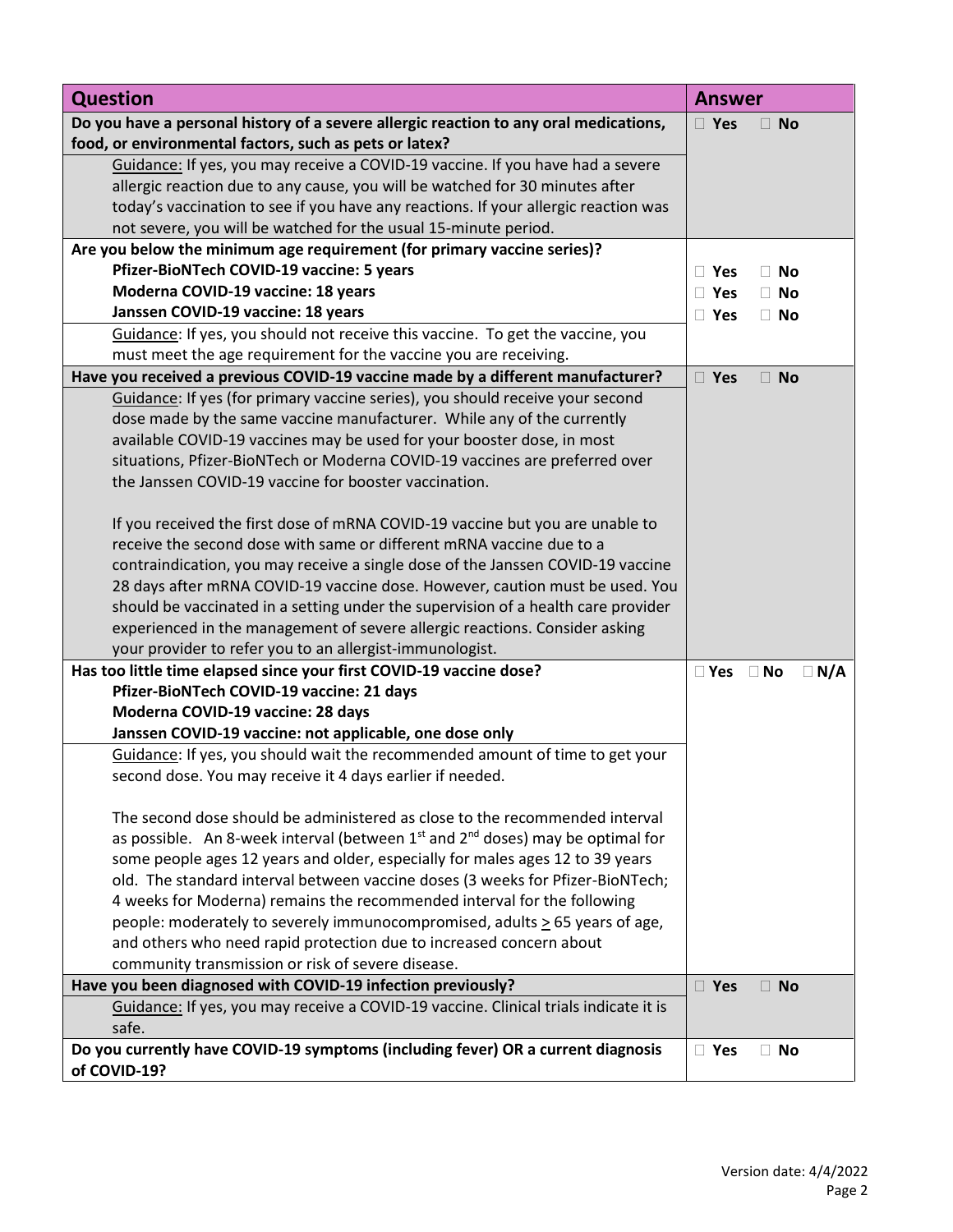| Question | Answer |
| --- | --- |
| **Do you have a personal history of a severe allergic reaction to any oral medications, food, or environmental factors, such as pets or latex?** | ☐ **Yes** ☐ **No** |
| Guidance: If yes, you may receive a COVID-19 vaccine. If you have had a severe allergic reaction due to any cause, you will be watched for 30 minutes after today's vaccination to see if you have any reactions. If your allergic reaction was not severe, you will be watched for the usual 15-minute period. | |
| **Are you below the minimum age requirement (for primary vaccine series)?** | |
| **Pfizer-BioNTech COVID-19 vaccine: 5 years** | ☐ **Yes** ☐ **No** |
| **Moderna COVID-19 vaccine: 18 years** | ☐ **Yes** ☐ **No** |
| **Janssen COVID-19 vaccine: 18 years** | ☐ **Yes** ☐ **No** |
| Guidance: If yes, you should not receive this vaccine. To get the vaccine, you must meet the age requirement for the vaccine you are receiving. | |
| **Have you received a previous COVID-19 vaccine made by a different manufacturer?** | ☐ **Yes** ☐ **No** |
| Guidance: If yes (for primary vaccine series), you should receive your second dose made by the same vaccine manufacturer. While any of the currently available COVID-19 vaccines may be used for your booster dose, in most situations, Pfizer-BioNTech or Moderna COVID-19 vaccines are preferred over the Janssen COVID-19 vaccine for booster vaccination.<br><br>If you received the first dose of mRNA COVID-19 vaccine but you are unable to receive the second dose with same or different mRNA vaccine due to a contraindication, you may receive a single dose of the Janssen COVID-19 vaccine 28 days after mRNA COVID-19 vaccine dose. However, caution must be used. You should be vaccinated in a setting under the supervision of a health care provider experienced in the management of severe allergic reactions. Consider asking your provider to refer you to an allergist-immunologist. | |
| **Has too little time elapsed since your first COVID-19 vaccine dose?**<br>**Pfizer-BioNTech COVID-19 vaccine: 21 days**<br>**Moderna COVID-19 vaccine: 28 days**<br>**Janssen COVID-19 vaccine: not applicable, one dose only** | ☐ **Yes** ☐ **No** ☐ **N/A** |
| Guidance: If yes, you should wait the recommended amount of time to get your second dose. You may receive it 4 days earlier if needed.<br><br>The second dose should be administered as close to the recommended interval as possible. An 8-week interval (between 1st and 2nd doses) may be optimal for some people ages 12 years and older, especially for males ages 12 to 39 years old. The standard interval between vaccine doses (3 weeks for Pfizer-BioNTech; 4 weeks for Moderna) remains the recommended interval for the following people: moderately to severely immunocompromised, adults $\geq$ 65 years of age, and others who need rapid protection due to increased concern about community transmission or risk of severe disease. | |
| **Have you been diagnosed with COVID-19 infection previously?** | ☐ **Yes** ☐ **No** |
| Guidance: If yes, you may receive a COVID-19 vaccine. Clinical trials indicate it is safe. | |
| **Do you currently have COVID-19 symptoms (including fever) OR a current diagnosis of COVID-19?** | ☐ **Yes** ☐ **No** |

Version date: 4/4/2022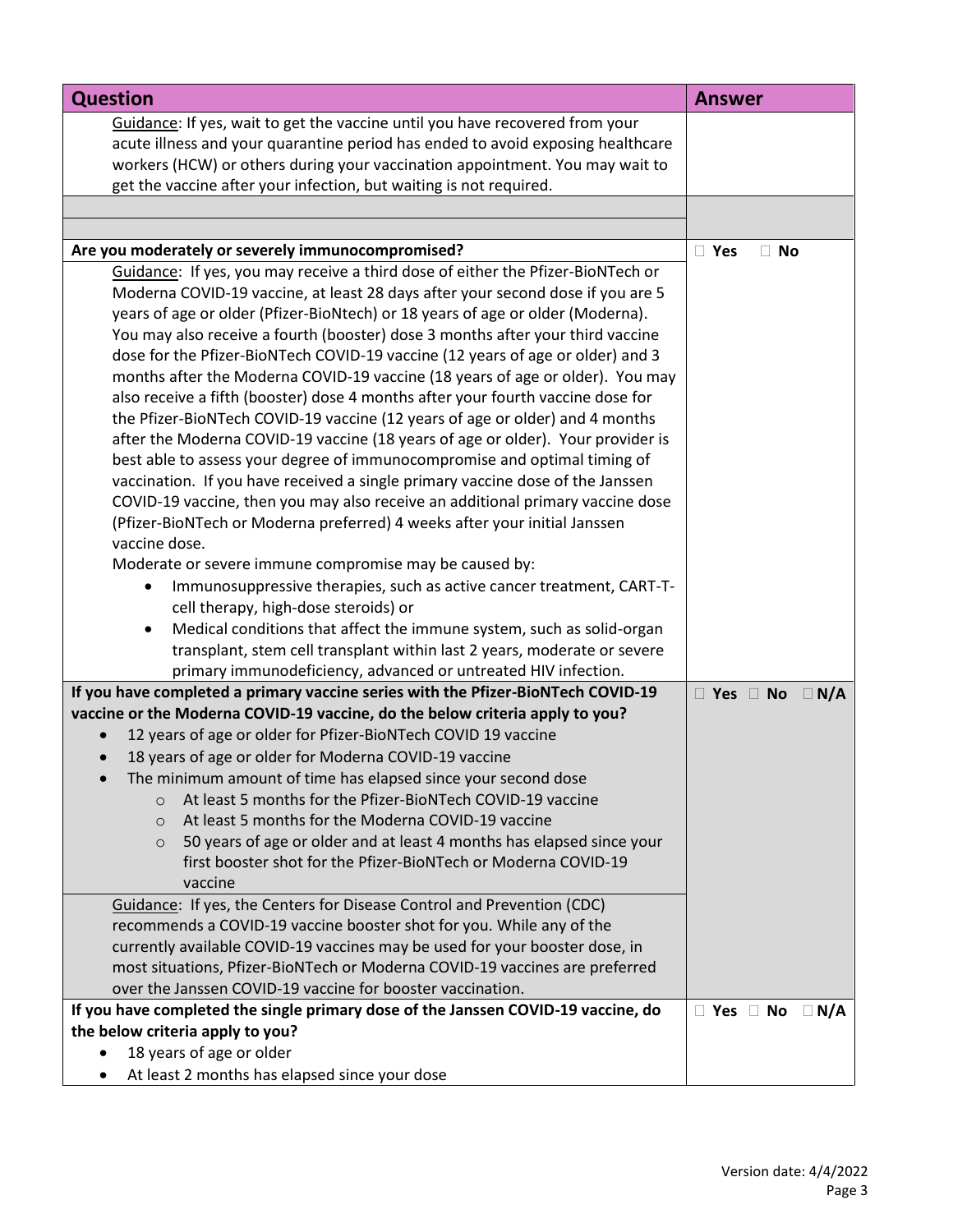| Question | Answer |
|---|---|
| Guidance: If yes, wait to get the vaccine until you have recovered from your acute illness and your quarantine period has ended to avoid exposing healthcare workers (HCW) or others during your vaccination appointment. You may wait to get the vaccine after your infection, but waiting is not required. | |
| | |
| | |
| **Are you moderately or severely immunocompromised?** | ☐ **Yes** ☐ **No** |
| Guidance: If yes, you may receive a third dose of either the Pfizer-BioNTech or Moderna COVID-19 vaccine, at least 28 days after your second dose if you are 5 years of age or older (Pfizer-BioNtech) or 18 years of age or older (Moderna). You may also receive a fourth (booster) dose 3 months after your third vaccine dose for the Pfizer-BioNTech COVID-19 vaccine (12 years of age or older) and 3 months after the Moderna COVID-19 vaccine (18 years of age or older). You may also receive a fifth (booster) dose 4 months after your fourth vaccine dose for the Pfizer-BioNTech COVID-19 vaccine (12 years of age or older) and 4 months after the Moderna COVID-19 vaccine (18 years of age or older). Your provider is best able to assess your degree of immunocompromise and optimal timing of vaccination. If you have received a single primary vaccine dose of the Janssen COVID-19 vaccine, then you may also receive an additional primary vaccine dose (Pfizer-BioNTech or Moderna preferred) 4 weeks after your initial Janssen vaccine dose.<br>Moderate or severe immune compromise may be caused by:<br>• Immunosuppressive therapies, such as active cancer treatment, CART-T-cell therapy, high-dose steroids) or<br>• Medical conditions that affect the immune system, such as solid-organ transplant, stem cell transplant within last 2 years, moderate or severe primary immunodeficiency, advanced or untreated HIV infection. | |
| **If you have completed a primary vaccine series with the Pfizer-BioNTech COVID-19 vaccine or the Moderna COVID-19 vaccine, do the below criteria apply to you?**<br>• 12 years of age or older for Pfizer-BioNTech COVID 19 vaccine<br>• 18 years of age or older for Moderna COVID-19 vaccine<br>• The minimum amount of time has elapsed since your second dose<br>&nbsp;&nbsp;&nbsp;&nbsp;○ At least 5 months for the Pfizer-BioNTech COVID-19 vaccine<br>&nbsp;&nbsp;&nbsp;&nbsp;○ At least 5 months for the Moderna COVID-19 vaccine<br>&nbsp;&nbsp;&nbsp;&nbsp;○ 50 years of age or older and at least 4 months has elapsed since your first booster shot for the Pfizer-BioNTech or Moderna COVID-19 vaccine | ☐ **Yes** ☐ **No** ☐ **N/A** |
| Guidance: If yes, the Centers for Disease Control and Prevention (CDC) recommends a COVID-19 vaccine booster shot for you. While any of the currently available COVID-19 vaccines may be used for your booster dose, in most situations, Pfizer-BioNTech or Moderna COVID-19 vaccines are preferred over the Janssen COVID-19 vaccine for booster vaccination. | |
| **If you have completed the single primary dose of the Janssen COVID-19 vaccine, do the below criteria apply to you?**<br>• 18 years of age or older<br>• At least 2 months has elapsed since your dose | ☐ **Yes** ☐ **No** ☐ **N/A** |

Version date: 4/4/2022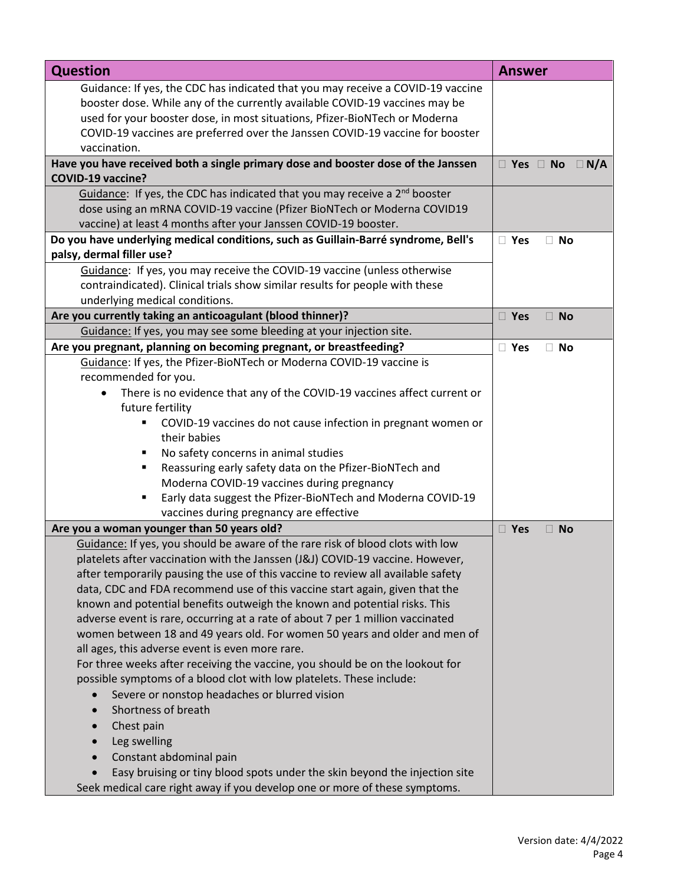| Question | Answer |
| --- | --- |
| Guidance: If yes, the CDC has indicated that you may receive a COVID-19 vaccine booster dose. While any of the currently available COVID-19 vaccines may be used for your booster dose, in most situations, Pfizer-BioNTech or Moderna COVID-19 vaccines are preferred over the Janssen COVID-19 vaccine for booster vaccination. | |
| **Have you have received both a single primary dose and booster dose of the Janssen COVID-19 vaccine?** | ☐ **Yes** ☐ **No** ☐ **N/A** |
| Guidance: If yes, the CDC has indicated that you may receive a 2nd booster dose using an mRNA COVID-19 vaccine (Pfizer BioNTech or Moderna COVID19 vaccine) at least 4 months after your Janssen COVID-19 booster. | |
| **Do you have underlying medical conditions, such as Guillain-Barré syndrome, Bell's palsy, dermal filler use?** | ☐ **Yes** ☐ **No** |
| Guidance: If yes, you may receive the COVID-19 vaccine (unless otherwise contraindicated). Clinical trials show similar results for people with these underlying medical conditions. | |
| **Are you currently taking an anticoagulant (blood thinner)?** | ☐ **Yes** ☐ **No** |
| Guidance: If yes, you may see some bleeding at your injection site. | |
| **Are you pregnant, planning on becoming pregnant, or breastfeeding?** | ☐ **Yes** ☐ **No** |
| Guidance: If yes, the Pfizer-BioNTech or Moderna COVID-19 vaccine is recommended for you.<br>• There is no evidence that any of the COVID-19 vaccines affect current or future fertility<br>  ▪ COVID-19 vaccines do not cause infection in pregnant women or their babies<br>  ▪ No safety concerns in animal studies<br>  ▪ Reassuring early safety data on the Pfizer-BioNTech and Moderna COVID-19 vaccines during pregnancy<br>  ▪ Early data suggest the Pfizer-BioNTech and Moderna COVID-19 vaccines during pregnancy are effective | |
| **Are you a woman younger than 50 years old?** | ☐ **Yes** ☐ **No** |
| Guidance: If yes, you should be aware of the rare risk of blood clots with low platelets after vaccination with the Janssen (J&J) COVID-19 vaccine. However, after temporarily pausing the use of this vaccine to review all available safety data, CDC and FDA recommend use of this vaccine start again, given that the known and potential benefits outweigh the known and potential risks. This adverse event is rare, occurring at a rate of about 7 per 1 million vaccinated women between 18 and 49 years old. For women 50 years and older and men of all ages, this adverse event is even more rare.<br>For three weeks after receiving the vaccine, you should be on the lookout for possible symptoms of a blood clot with low platelets. These include:<br>• Severe or nonstop headaches or blurred vision<br>• Shortness of breath<br>• Chest pain<br>• Leg swelling<br>• Constant abdominal pain<br>• Easy bruising or tiny blood spots under the skin beyond the injection site<br>Seek medical care right away if you develop one or more of these symptoms. | |

Version date: 4/4/2022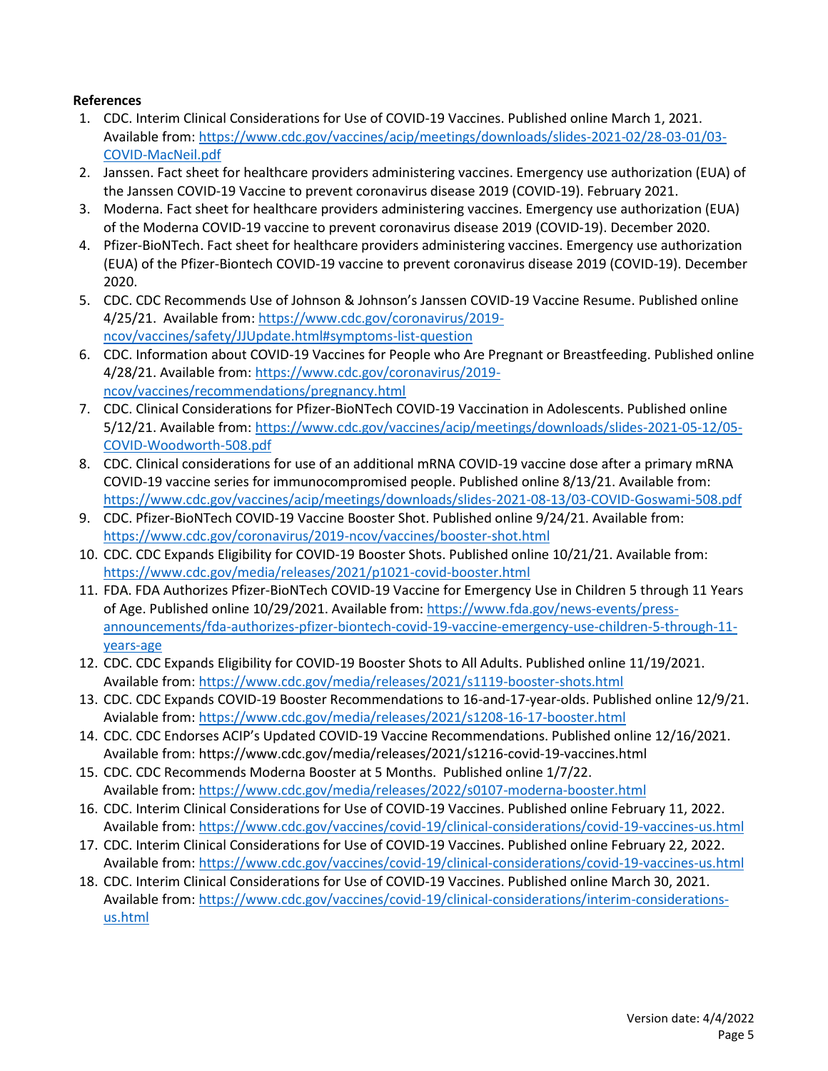**References**

1. CDC. Interim Clinical Considerations for Use of COVID-19 Vaccines. Published online March 1, 2021. Available from: https://www.cdc.gov/vaccines/acip/meetings/downloads/slides-2021-02/28-03-01/03-COVID-MacNeil.pdf
2. Janssen. Fact sheet for healthcare providers administering vaccines. Emergency use authorization (EUA) of the Janssen COVID-19 Vaccine to prevent coronavirus disease 2019 (COVID-19). February 2021.
3. Moderna. Fact sheet for healthcare providers administering vaccines. Emergency use authorization (EUA) of the Moderna COVID-19 vaccine to prevent coronavirus disease 2019 (COVID-19). December 2020.
4. Pfizer-BioNTech. Fact sheet for healthcare providers administering vaccines. Emergency use authorization (EUA) of the Pfizer-Biontech COVID-19 vaccine to prevent coronavirus disease 2019 (COVID-19). December 2020.
5. CDC. CDC Recommends Use of Johnson & Johnson's Janssen COVID-19 Vaccine Resume. Published online 4/25/21. Available from: https://www.cdc.gov/coronavirus/2019-ncov/vaccines/safety/JJUpdate.html#symptoms-list-question
6. CDC. Information about COVID-19 Vaccines for People who Are Pregnant or Breastfeeding. Published online 4/28/21. Available from: https://www.cdc.gov/coronavirus/2019-ncov/vaccines/recommendations/pregnancy.html
7. CDC. Clinical Considerations for Pfizer-BioNTech COVID-19 Vaccination in Adolescents. Published online 5/12/21. Available from: https://www.cdc.gov/vaccines/acip/meetings/downloads/slides-2021-05-12/05-COVID-Woodworth-508.pdf
8. CDC. Clinical considerations for use of an additional mRNA COVID-19 vaccine dose after a primary mRNA COVID-19 vaccine series for immunocompromised people. Published online 8/13/21. Available from: https://www.cdc.gov/vaccines/acip/meetings/downloads/slides-2021-08-13/03-COVID-Goswami-508.pdf
9. CDC. Pfizer-BioNTech COVID-19 Vaccine Booster Shot. Published online 9/24/21. Available from: https://www.cdc.gov/coronavirus/2019-ncov/vaccines/booster-shot.html
10. CDC. CDC Expands Eligibility for COVID-19 Booster Shots. Published online 10/21/21. Available from: https://www.cdc.gov/media/releases/2021/p1021-covid-booster.html
11. FDA. FDA Authorizes Pfizer-BioNTech COVID-19 Vaccine for Emergency Use in Children 5 through 11 Years of Age. Published online 10/29/2021. Available from: https://www.fda.gov/news-events/press-announcements/fda-authorizes-pfizer-biontech-covid-19-vaccine-emergency-use-children-5-through-11-years-age
12. CDC. CDC Expands Eligibility for COVID-19 Booster Shots to All Adults. Published online 11/19/2021. Available from: https://www.cdc.gov/media/releases/2021/s1119-booster-shots.html
13. CDC. CDC Expands COVID-19 Booster Recommendations to 16-and-17-year-olds. Published online 12/9/21. Avialable from: https://www.cdc.gov/media/releases/2021/s1208-16-17-booster.html
14. CDC. CDC Endorses ACIP's Updated COVID-19 Vaccine Recommendations. Published online 12/16/2021. Available from: https://www.cdc.gov/media/releases/2021/s1216-covid-19-vaccines.html
15. CDC. CDC Recommends Moderna Booster at 5 Months. Published online 1/7/22. Available from: https://www.cdc.gov/media/releases/2022/s0107-moderna-booster.html
16. CDC. Interim Clinical Considerations for Use of COVID-19 Vaccines. Published online February 11, 2022. Available from: https://www.cdc.gov/vaccines/covid-19/clinical-considerations/covid-19-vaccines-us.html
17. CDC. Interim Clinical Considerations for Use of COVID-19 Vaccines. Published online February 22, 2022. Available from: https://www.cdc.gov/vaccines/covid-19/clinical-considerations/covid-19-vaccines-us.html
18. CDC. Interim Clinical Considerations for Use of COVID-19 Vaccines. Published online March 30, 2021. Available from: https://www.cdc.gov/vaccines/covid-19/clinical-considerations/interim-considerations-us.html

Version date: 4/4/2022